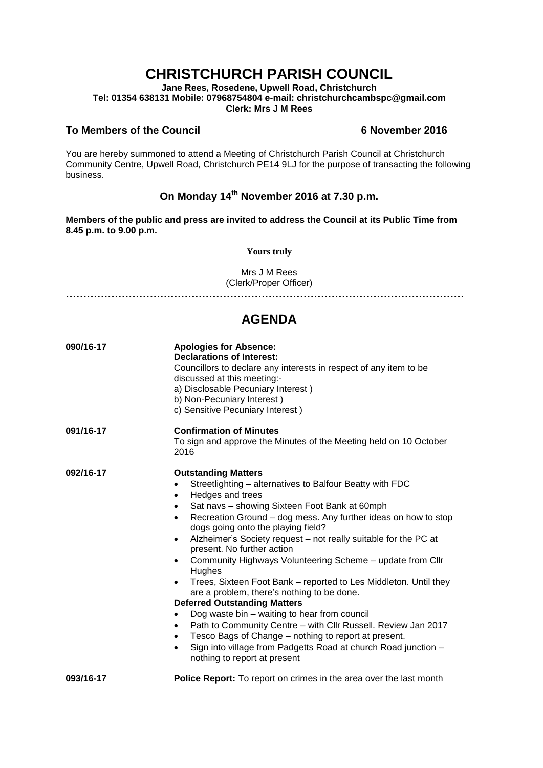# CHRISTCHURCH PARISH COUNCIL

**Jane Rees, Rosedene, Upwell Road, Christchurch**
**Tel: 01354 638131 Mobile: 07968754804 e-mail: christchurchcambspc@gmail.com**
**Clerk: Mrs J M Rees**

**To Members of the Council** **6 November 2016**

You are hereby summoned to attend a Meeting of Christchurch Parish Council at Christchurch Community Centre, Upwell Road, Christchurch PE14 9LJ for the purpose of transacting the following business.

## On Monday 14th November 2016 at 7.30 p.m.

**Members of the public and press are invited to address the Council at its Public Time from 8.45 p.m. to 9.00 p.m.**

**Yours truly**

Mrs J M Rees
(Clerk/Proper Officer)

……………………………………………………………………………………………………

## AGENDA

**090/16-17** **Apologies for Absence:**
**Declarations of Interest:**
Councillors to declare any interests in respect of any item to be discussed at this meeting:-
a) Disclosable Pecuniary Interest )
b) Non-Pecuniary Interest )
c) Sensitive Pecuniary Interest )

**091/16-17** **Confirmation of Minutes**
To sign and approve the Minutes of the Meeting held on 10 October 2016

**092/16-17** **Outstanding Matters**

- Streetlighting – alternatives to Balfour Beatty with FDC
- Hedges and trees
- Sat navs – showing Sixteen Foot Bank at 60mph
- Recreation Ground – dog mess. Any further ideas on how to stop dogs going onto the playing field?
- Alzheimer's Society request – not really suitable for the PC at present. No further action
- Community Highways Volunteering Scheme – update from Cllr Hughes
- Trees, Sixteen Foot Bank – reported to Les Middleton. Until they are a problem, there's nothing to be done.

**Deferred Outstanding Matters**

- Dog waste bin – waiting to hear from council
- Path to Community Centre – with Cllr Russell. Review Jan 2017
- Tesco Bags of Change – nothing to report at present.
- Sign into village from Padgetts Road at church Road junction – nothing to report at present

**093/16-17** **Police Report:** To report on crimes in the area over the last month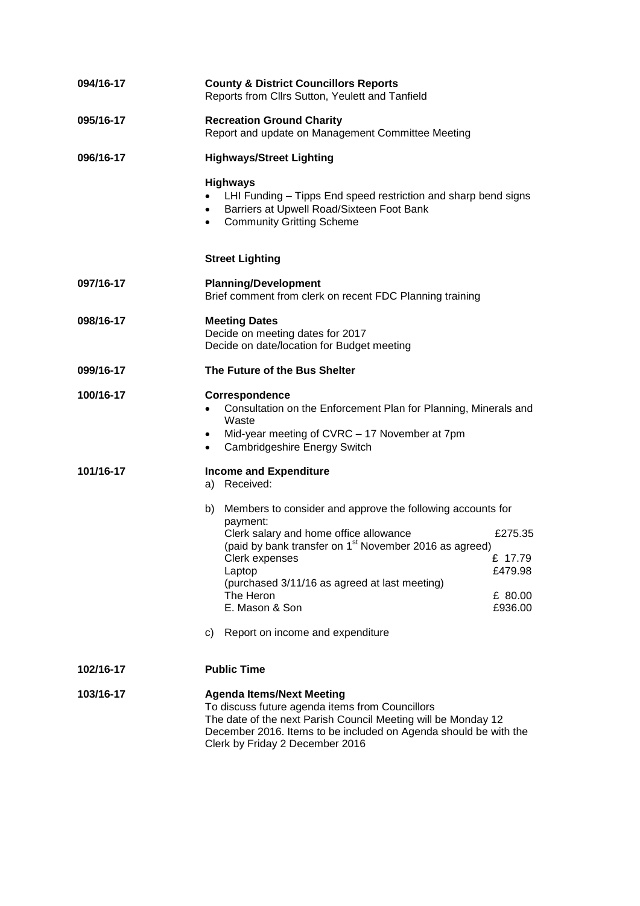**094/16-17** **County & District Councillors Reports**
Reports from Cllrs Sutton, Yeulett and Tanfield

**095/16-17** **Recreation Ground Charity**
Report and update on Management Committee Meeting

**096/16-17** **Highways/Street Lighting**

**Highways**

- LHI Funding – Tipps End speed restriction and sharp bend signs
- Barriers at Upwell Road/Sixteen Foot Bank
- Community Gritting Scheme

**Street Lighting**

**097/16-17** **Planning/Development**
Brief comment from clerk on recent FDC Planning training

**098/16-17** **Meeting Dates**
Decide on meeting dates for 2017
Decide on date/location for Budget meeting

**099/16-17** **The Future of the Bus Shelter**

**100/16-17** **Correspondence**

- Consultation on the Enforcement Plan for Planning, Minerals and Waste
- Mid-year meeting of CVRC – 17 November at 7pm
- Cambridgeshire Energy Switch

**101/16-17** **Income and Expenditure**

a) Received:

b) Members to consider and approve the following accounts for payment:

| | |
|---|---|
| Clerk salary and home office allowance (paid by bank transfer on 1st November 2016 as agreed) | £275.35 |
| Clerk expenses | £ 17.79 |
| Laptop (purchased 3/11/16 as agreed at last meeting) | £479.98 |
| The Heron | £ 80.00 |
| E. Mason & Son | £936.00 |

c) Report on income and expenditure

**102/16-17** **Public Time**

**103/16-17** **Agenda Items/Next Meeting**
To discuss future agenda items from Councillors
The date of the next Parish Council Meeting will be Monday 12 December 2016. Items to be included on Agenda should be with the Clerk by Friday 2 December 2016